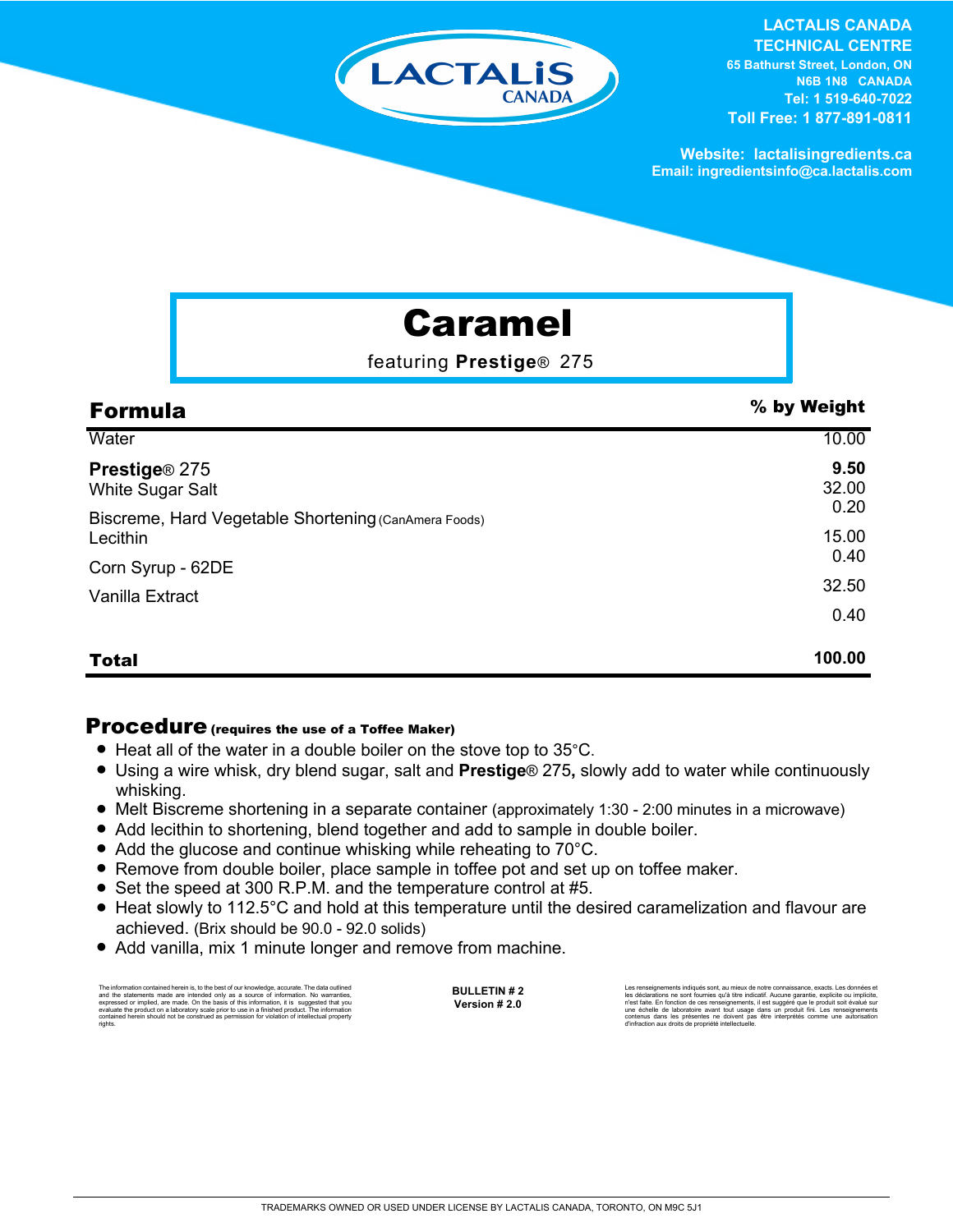**LACTALIS CANADA**
**TECHNICAL CENTRE**
**65 Bathurst Street, London, ON**
**N6B 1N8 CANADA**
**Tel: 1 519-640-7022**
**Toll Free: 1 877-891-0811**

**Website: lactalisingredients.ca**
**Email: ingredientsinfo@ca.lactalis.com**

# Caramel

featuring **Prestige**® 275

| **Formula** | **% by Weight** |
|---|---|
| Water | 10.00 |
| **Prestige**® 275 | **9.50** |
| White Sugar | 32.00 |
| Salt | 0.20 |
| Biscreme, Hard Vegetable Shortening (CanAmera Foods) | 15.00 |
| Lecithin | 0.40 |
| Corn Syrup - 62DE | 32.50 |
| Vanilla Extract | 0.40 |
| **Total** | **100.00** |

## Procedure (requires the use of a Toffee Maker)

- Heat all of the water in a double boiler on the stove top to 35°C.
- Using a wire whisk, dry blend sugar, salt and **Prestige**® 275**,** slowly add to water while continuously whisking.
- Melt Biscreme shortening in a separate container (approximately 1:30 - 2:00 minutes in a microwave)
- Add lecithin to shortening, blend together and add to sample in double boiler.
- Add the glucose and continue whisking while reheating to 70°C.
- Remove from double boiler, place sample in toffee pot and set up on toffee maker.
- Set the speed at 300 R.P.M. and the temperature control at #5.
- Heat slowly to 112.5°C and hold at this temperature until the desired caramelization and flavour are achieved. (Brix should be 90.0 - 92.0 solids)
- Add vanilla, mix 1 minute longer and remove from machine.

The information contained herein is, to the best of our knowledge, accurate. The data outlined and the statements made are intended only as a source of information. No warranties, expressed or implied, are made. On the basis of this information, it is suggested that you evaluate the product on a laboratory scale prior to use in a finished product. The information contained herein should not be construed as permission for violation of intellectual property rights.

**BULLETIN # 2**
**Version # 2.0**

Les renseignements indiqués sont, au mieux de notre connaissance, exacts. Les données et les déclarations ne sont fournies qu'à titre indicatif. Aucune garantie, explicite ou implicite, n'est faite. En fonction de ces renseignements, il est suggéré que le produit soit évalué sur une échelle de laboratoire avant tout usage dans un produit fini. Les renseignements contenus dans les présentes ne doivent pas être interprétés comme une autorisation d'infraction aux droits de propriété intellectuelle.

TRADEMARKS OWNED OR USED UNDER LICENSE BY LACTALIS CANADA, TORONTO, ON M9C 5J1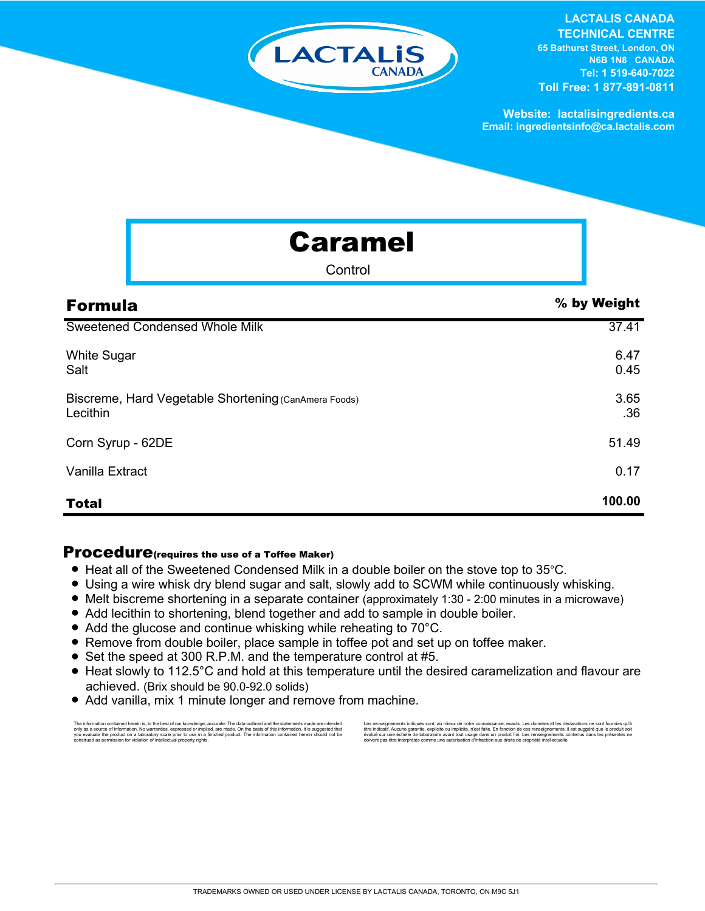**LACTALIS CANADA TECHNICAL CENTRE**
65 Bathurst Street, London, ON
N6B 1N8 CANADA
Tel: 1 519-640-7022
Toll Free: 1 877-891-0811

Website: lactalisingredients.ca
Email: ingredientsinfo@ca.lactalis.com

# Caramel

Control

| Formula | % by Weight |
|---|---|
| Sweetened Condensed Whole Milk | 37.41 |
| White Sugar | 6.47 |
| Salt | 0.45 |
| Biscreme, Hard Vegetable Shortening (CanAmera Foods) | 3.65 |
| Lecithin | .36 |
| Corn Syrup - 62DE | 51.49 |
| Vanilla Extract | 0.17 |
| **Total** | **100.00** |

## Procedure (requires the use of a Toffee Maker)

- Heat all of the Sweetened Condensed Milk in a double boiler on the stove top to 35°C.
- Using a wire whisk dry blend sugar and salt, slowly add to SCWM while continuously whisking.
- Melt biscreme shortening in a separate container (approximately 1:30 - 2:00 minutes in a microwave)
- Add lecithin to shortening, blend together and add to sample in double boiler.
- Add the glucose and continue whisking while reheating to 70°C.
- Remove from double boiler, place sample in toffee pot and set up on toffee maker.
- Set the speed at 300 R.P.M. and the temperature control at #5.
- Heat slowly to 112.5°C and hold at this temperature until the desired caramelization and flavour are achieved. (Brix should be 90.0-92.0 solids)
- Add vanilla, mix 1 minute longer and remove from machine.

The information contained herein is, to the best of our knowledge, accurate. The data outlined and the statements made are intended only as a source of information. No warranties, expressed or implied, are made. On the basis of this information, it is suggested that you evaluate the product on a laboratory scale prior to use in a finished product. The information contained herein should not be construed as permission for violation of intellectual property rights.

Les renseignements indiqués sont, au mieux de notre connaissance, exacts. Les données et les déclarations ne sont fournies qu'à titre indicatif. Aucune garantie, explicite ou implicite, n'est faite. En fonction de ces renseignements, il est suggéré que le produit soit évalué sur une échelle de laboratoire avant tout usage dans un produit fini. Les renseignements contenus dans les présentes ne doivent pas être interprétés comme une autorisation d'infraction aux droits de propriété intellectuelle.

TRADEMARKS OWNED OR USED UNDER LICENSE BY LACTALIS CANADA, TORONTO, ON M9C 5J1